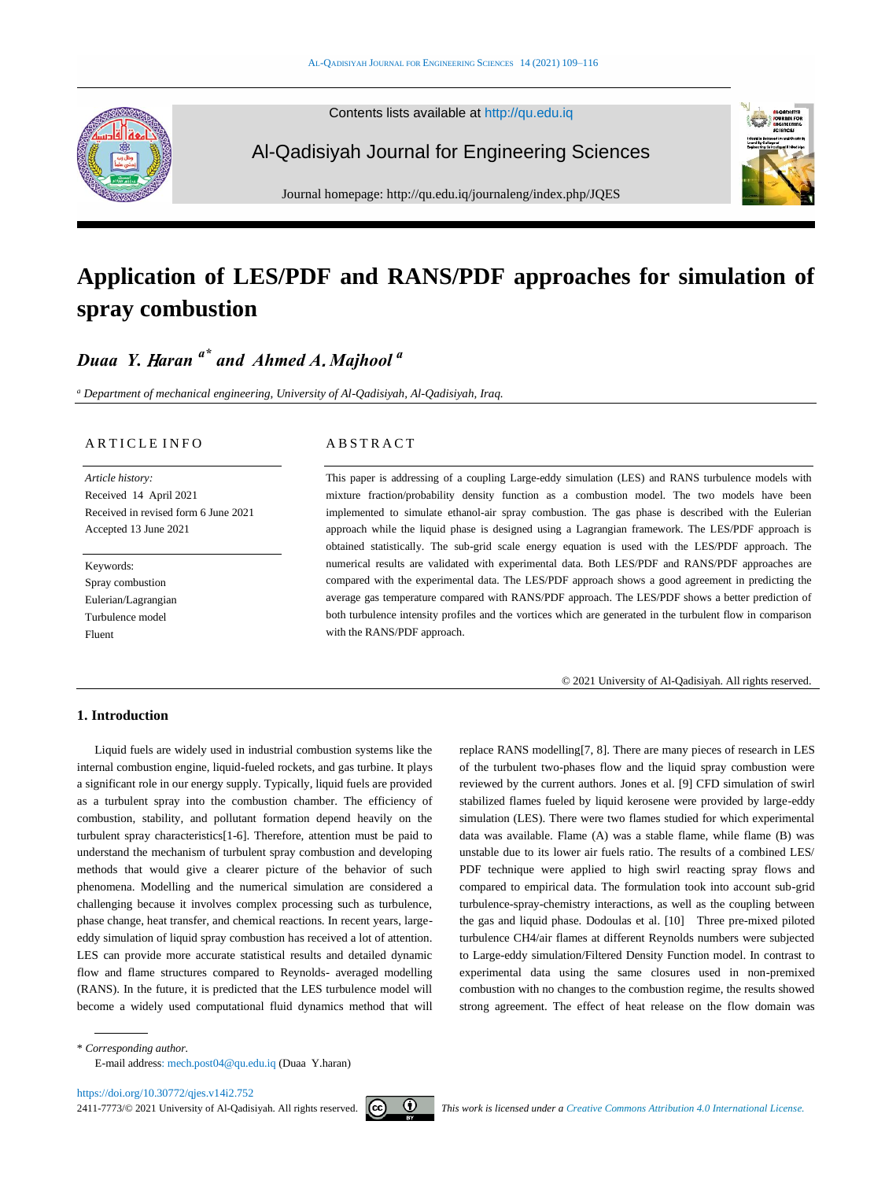Contents lists available at http://qu.edu.iq

Al-Qadisiyah Journal for Engineering Sciences

Journal homepage: http://qu.edu.iq/journaleng/index.php/JQES

# Application of LES/PDF and RANS/PDF approaches for simulation of spray combustion

***Duaa Y. Haran*** [a*] ***and Ahmed A. Majhool*** [a]

[a] *Department of mechanical engineering, University of Al-Qadisiyah, Al-Qadisiyah, Iraq.*

## ARTICLE INFO

*Article history:*
Received 14 April 2021
Received in revised form 6 June 2021
Accepted 13 June 2021

Keywords:
Spray combustion
Eulerian/Lagrangian
Turbulence model
Fluent

## ABSTRACT

This paper is addressing of a coupling Large-eddy simulation (LES) and RANS turbulence models with mixture fraction/probability density function as a combustion model. The two models have been implemented to simulate ethanol-air spray combustion. The gas phase is described with the Eulerian approach while the liquid phase is designed using a Lagrangian framework. The LES/PDF approach is obtained statistically. The sub-grid scale energy equation is used with the LES/PDF approach. The numerical results are validated with experimental data. Both LES/PDF and RANS/PDF approaches are compared with the experimental data. The LES/PDF approach shows a good agreement in predicting the average gas temperature compared with RANS/PDF approach. The LES/PDF shows a better prediction of both turbulence intensity profiles and the vortices which are generated in the turbulent flow in comparison with the RANS/PDF approach.

© 2021 University of Al-Qadisiyah. All rights reserved.

## 1. Introduction

Liquid fuels are widely used in industrial combustion systems like the internal combustion engine, liquid-fueled rockets, and gas turbine. It plays a significant role in our energy supply. Typically, liquid fuels are provided as a turbulent spray into the combustion chamber. The efficiency of combustion, stability, and pollutant formation depend heavily on the turbulent spray characteristics[1-6]. Therefore, attention must be paid to understand the mechanism of turbulent spray combustion and developing methods that would give a clearer picture of the behavior of such phenomena. Modelling and the numerical simulation are considered a challenging because it involves complex processing such as turbulence, phase change, heat transfer, and chemical reactions. In recent years, large-eddy simulation of liquid spray combustion has received a lot of attention. LES can provide more accurate statistical results and detailed dynamic flow and flame structures compared to Reynolds- averaged modelling (RANS). In the future, it is predicted that the LES turbulence model will become a widely used computational fluid dynamics method that will replace RANS modelling[7, 8]. There are many pieces of research in LES of the turbulent two-phases flow and the liquid spray combustion were reviewed by the current authors. Jones et al. [9] CFD simulation of swirl stabilized flames fueled by liquid kerosene were provided by large-eddy simulation (LES). There were two flames studied for which experimental data was available. Flame (A) was a stable flame, while flame (B) was unstable due to its lower air fuels ratio. The results of a combined LES/ PDF technique were applied to high swirl reacting spray flows and compared to empirical data. The formulation took into account sub-grid turbulence-spray-chemistry interactions, as well as the coupling between the gas and liquid phase. Dodoulas et al. [10] Three pre-mixed piloted turbulence CH4/air flames at different Reynolds numbers were subjected to Large-eddy simulation/Filtered Density Function model. In contrast to experimental data using the same closures used in non-premixed combustion with no changes to the combustion regime, the results showed strong agreement. The effect of heat release on the flow domain was

\* *Corresponding author.*
E-mail address: mech.post04@qu.edu.iq (Duaa Y.haran)

https://doi.org/10.30772/qjes.v14i2.752
2411-7773/© 2021 University of Al-Qadisiyah. All rights reserved.

*This work is licensed under a Creative Commons Attribution 4.0 International License.*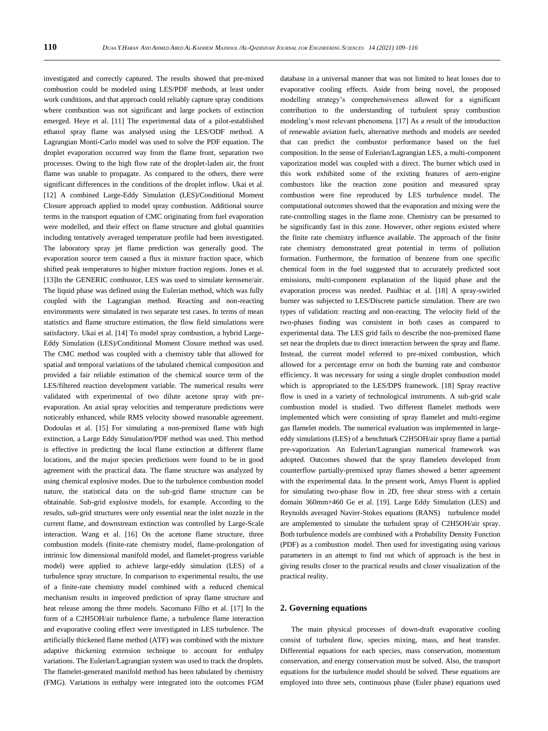investigated and correctly captured. The results showed that pre-mixed combustion could be modeled using LES/PDF methods, at least under work conditions, and that approach could reliably capture spray conditions where combustion was not significant and large pockets of extinction emerged. Heye et al. [11] The experimental data of a pilot-established ethanol spray flame was analysed using the LES/ODF method. A Lagrangian Monti-Carlo model was used to solve the PDF equation. The droplet evaporation occurred way from the flame front, separation two processes. Owing to the high flow rate of the droplet-laden air, the front flame was unable to propagate. As compared to the others, there were significant differences in the conditions of the droplet inflow. Ukai et al. [12] A combined Large-Eddy Simulation (LES)/Conditional Moment Closure approach applied to model spray combustion. Additional source terms in the transport equation of CMC originating from fuel evaporation were modelled, and their effect on flame structure and global quantities including tentatively averaged temperature profile had been investigated. The laboratory spray jet flame prediction was generally good. The evaporation source term caused a flux in mixture fraction space, which shifted peak temperatures to higher mixture fraction regions. Jones et al. [13]In the GENERIC combustor, LES was used to simulate kerosene/air. The liquid phase was defined using the Eulerian method, which was fully coupled with the Lagrangian method. Reacting and non-reacting environments were simulated in two separate test cases. In terms of mean statistics and flame structure estimation, the flow field simulations were satisfactory. Ukai et al. [14] To model spray combustion, a hybrid Large-Eddy Simulation (LES)/Conditional Moment Closure method was used. The CMC method was coupled with a chemistry table that allowed for spatial and temporal variations of the tabulated chemical composition and provided a fair reliable estimation of the chemical source term of the LES/filtered reaction development variable. The numerical results were validated with experimental of two dilute acetone spray with pre-evaporation. An axial spray velocities and temperature predictions were noticeably enhanced, while RMS velocity showed reasonable agreement. Dodoulas et al. [15] For simulating a non-premixed flame with high extinction, a Large Eddy Simulation/PDF method was used. This method is effective in predicting the local flame extinction at different flame locations, and the major species predictions were found to be in good agreement with the practical data. The flame structure was analyzed by using chemical explosive modes. Due to the turbulence combustion model nature, the statistical data on the sub-grid flame structure can be obtainable. Sub-grid explosive models, for example. According to the results, sub-grid structures were only essential near the inlet nozzle in the current flame, and downstream extinction was controlled by Large-Scale interaction. Wang et al. [16] On the acetone flame structure, three combustion models (finite-rate chemistry model, flame-prolongation of intrinsic low dimensional manifold model, and flamelet-progress variable model) were applied to achieve large-eddy simulation (LES) of a turbulence spray structure. In comparison to experimental results, the use of a finite-rate chemistry model combined with a reduced chemical mechanism results in improved prediction of spray flame structure and heat release among the three models. Sacomano Filho et al. [17] In the form of a $C_2H_5OH$/air turbulence flame, a turbulence flame interaction and evaporative cooling effect were investigated in LES turbulence. The artificially thickened flame method (ATF) was combined with the mixture adaptive thickening extension technique to account for enthalpy variations. The Eulerian/Lagrangian system was used to track the droplets. The flamelet-generated manifold method has been tabulated by chemistry (FMG). Variations in enthalpy were integrated into the outcomes FGM database in a universal manner that was not limited to heat losses due to evaporative cooling effects. Aside from being novel, the proposed modelling strategy's comprehensiveness allowed for a significant contribution to the understanding of turbulent spray combustion modeling's most relevant phenomena. [17] As a result of the introduction of renewable aviation fuels, alternative methods and models are needed that can predict the combustor performance based on the fuel composition. In the sense of Eulerian/Lagrangian LES, a multi-component vaporization model was coupled with a direct. The burner which used in this work exhibited some of the existing features of aero-engine combustors like the reaction zone position and measured spray combustion were fine reproduced by LES turbulence model. The computational outcomes showed that the evaporation and mixing were the rate-controlling stages in the flame zone. Chemistry can be presumed to be significantly fast in this zone. However, other regions existed where the finite rate chemistry influence available. The approach of the finite rate chemistry demonstrated great potential in terms of pollution formation. Furthermore, the formation of benzene from one specific chemical form in the fuel suggested that to accurately predicted soot emissions, multi-component explanation of the liquid phase and the evaporation process was needed. Paulhiac et al. [18] A spray-swirled burner was subjected to LES/Discrete particle simulation. There are two types of validation: reacting and non-reacting. The velocity field of the two-phases finding was consistent in both cases as compared to experimental data. The LES grid fails to describe the non-premixed flame set near the droplets due to direct interaction between the spray and flame. Instead, the current model referred to pre-mixed combustion, which allowed for a percentage error on both the burning rate and combustor efficiency. It was necessary for using a single droplet combustion model which is appropriated to the LES/DPS framework. [18] Spray reactive flow is used in a variety of technological instruments. A sub-grid scale combustion model is studied. Two different flamelet methods were implemented which were consisting of spray flamelet and multi-regime gas flamelet models. The numerical evaluation was implemented in large-eddy simulations (LES) of a benchmark $C_2H_5OH$/air spray flame a partial pre-vaporization. An Eulerian/Lagrangian numerical framework was adopted. Outcomes showed that the spray flamelets developed from counterflow partially-premixed spray flames showed a better agreement with the experimental data. In the present work, Ansys Fluent is applied for simulating two-phase flow in 2D, free shear stress with a certain domain 360mm×460 Ge et al. [19]. Large Eddy Simulation (LES) and Reynolds averaged Navier-Stokes equations (RANS) turbulence model are amplemented to simulate the turbulent spray of $C_2H_5OH$/air spray. Both turbulence models are combined with a Probability Density Function (PDF) as a combustion model. Then used for investigating using various parameters in an attempt to find out which of approach is the best in giving results closer to the practical results and closer visualization of the practical reality.

## 2. Governing equations

The main physical processes of down-draft evaporative cooling consist of turbulent flow, species mixing, mass, and heat transfer. Differential equations for each species, mass conservation, momentum conservation, and energy conservation must be solved. Also, the transport equations for the turbulence model should be solved. These equations are employed into three sets, continuous phase (Euler phase) equations used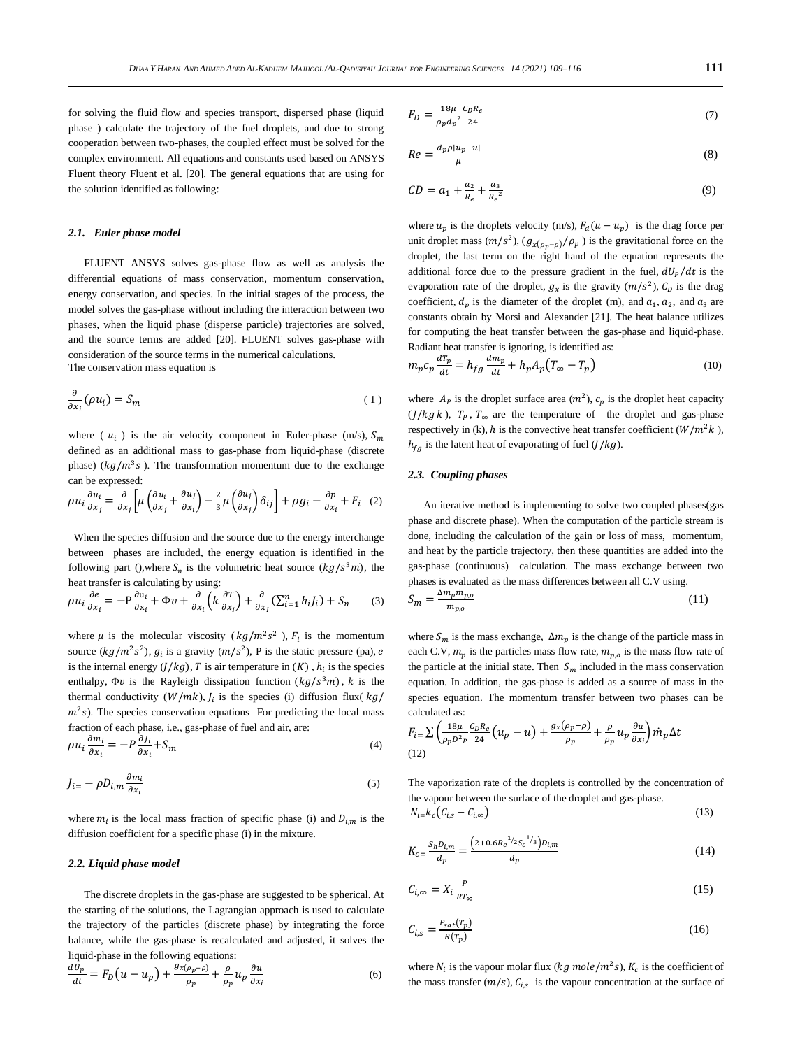for solving the fluid flow and species transport, dispersed phase (liquid phase ) calculate the trajectory of the fuel droplets, and due to strong cooperation between two-phases, the coupled effect must be solved for the complex environment. All equations and constants used based on ANSYS Fluent theory Fluent et al. [20]. The general equations that are using for the solution identified as following:

### 2.1. Euler phase model

FLUENT ANSYS solves gas-phase flow as well as analysis the differential equations of mass conservation, momentum conservation, energy conservation, and species. In the initial stages of the process, the model solves the gas-phase without including the interaction between two phases, when the liquid phase (disperse particle) trajectories are solved, and the source terms are added [20]. FLUENT solves gas-phase with consideration of the source terms in the numerical calculations.
The conservation mass equation is

$$\frac{\partial}{\partial x_i}(\rho u_i) = S_m \quad (1)$$

where ( $u_i$ ) is the air velocity component in Euler-phase (m/s), $S_m$ defined as an additional mass to gas-phase from liquid-phase (discrete phase) ($kg/m^3 s$ ). The transformation momentum due to the exchange can be expressed:

$$\rho u_i \frac{\partial u_i}{\partial x_j} = \frac{\partial}{\partial x_j}\left[\mu\left(\frac{\partial u_i}{\partial x_j} + \frac{\partial u_j}{\partial x_i}\right) - \frac{2}{3}\mu\left(\frac{\partial u_j}{\partial x_j}\right)\delta_{ij}\right] + \rho g_i - \frac{\partial p}{\partial x_i} + F_i \quad (2)$$

When the species diffusion and the source due to the energy interchange between phases are included, the energy equation is identified in the following part (),where $S_n$ is the volumetric heat source ($kg/s^3 m$), the heat transfer is calculating by using:

$$\rho u_i \frac{\partial e}{\partial x_i} = -\mathrm{P}\frac{\partial u_i}{\partial x_i} + \Phi\upsilon + \frac{\partial}{\partial x_i}\left(k\frac{\partial T}{\partial x_I}\right) + \frac{\partial}{\partial x_I}\left(\sum_{i=1}^{n} h_i J_i\right) + S_n \quad (3)$$

where $\mu$ is the molecular viscosity ($kg/m^2 s^2$ ), $F_i$ is the momentum source ($kg/m^2 s^2$), $g_i$ is a gravity ($m/s^2$), P is the static pressure (pa), $e$ is the internal energy ($J/kg$), $T$ is air temperature in ($K$) , $h_i$ is the species enthalpy, $\Phi\upsilon$ is the Rayleigh dissipation function ($kg/s^3 m$) , $k$ is the thermal conductivity ($W/mk$), $J_i$ is the species (i) diffusion flux( $kg/m^2 s$). The species conservation equations For predicting the local mass fraction of each phase, i.e., gas-phase of fuel and air, are:

$$\rho u_i \frac{\partial m_i}{\partial x_i} = -P\frac{\partial J_i}{\partial x_i} + S_m \quad (4)$$

$$J_i = -\rho D_{i,m}\frac{\partial m_i}{\partial x_i} \quad (5)$$

where $m_i$ is the local mass fraction of specific phase (i) and $D_{i,m}$ is the diffusion coefficient for a specific phase (i) in the mixture.

### 2.2. Liquid phase model

The discrete droplets in the gas-phase are suggested to be spherical. At the starting of the solutions, the Lagrangian approach is used to calculate the trajectory of the particles (discrete phase) by integrating the force balance, while the gas-phase is recalculated and adjusted, it solves the liquid-phase in the following equations:

$$\frac{dU_p}{dt} = F_D(u - u_p) + \frac{g_{x(\rho_p - \rho)}}{\rho_p} + \frac{\rho}{\rho_p}u_p\frac{\partial u}{\partial x_i} \quad (6)$$

$$F_D = \frac{18\mu}{\rho_p {d_p}^2}\frac{C_D R_e}{24} \quad (7)$$

$$Re = \frac{d_p \rho |u_p - u|}{\mu} \quad (8)$$

$$CD = a_1 + \frac{a_2}{R_e} + \frac{a_3}{{R_e}^2} \quad (9)$$

where $u_p$ is the droplets velocity (m/s), $F_d(u - u_p)$ is the drag force per unit droplet mass ($m/s^2$), $(g_{x(\rho_p - \rho)})/\rho_p$ ) is the gravitational force on the droplet, the last term on the right hand of the equation represents the additional force due to the pressure gradient in the fuel, $dU_P/dt$ is the evaporation rate of the droplet, $g_x$ is the gravity ($m/s^2$), $C_D$ is the drag coefficient, $d_p$ is the diameter of the droplet (m), and $a_1$, $a_2$, and $a_3$ are constants obtain by Morsi and Alexander [21]. The heat balance utilizes for computing the heat transfer between the gas-phase and liquid-phase. Radiant heat transfer is ignoring, is identified as:

$$m_p c_p \frac{dT_p}{dt} = h_{fg}\frac{dm_p}{dt} + h_p A_p(T_\infty - T_p) \quad (10)$$

where $A_P$ is the droplet surface area ($m^2$), $c_p$ is the droplet heat capacity ($J/kg\,k$ ), $T_P$ , $T_\infty$ are the temperature of the droplet and gas-phase respectively in (k), $h$ is the convective heat transfer coefficient ($W/m^2 k$ ), $h_{fg}$ is the latent heat of evaporating of fuel ($J/kg$).

### 2.3. Coupling phases

An iterative method is implementing to solve two coupled phases(gas phase and discrete phase). When the computation of the particle stream is done, including the calculation of the gain or loss of mass, momentum, and heat by the particle trajectory, then these quantities are added into the gas-phase (continuous) calculation. The mass exchange between two phases is evaluated as the mass differences between all C.V using.

$$S_m = \frac{\Delta m_p \dot{m}_{p,o}}{m_{p,o}} \quad (11)$$

where $S_m$ is the mass exchange, $\Delta m_p$ is the change of the particle mass in each C.V, $m_p$ is the particles mass flow rate, $m_{p,o}$ is the mass flow rate of the particle at the initial state. Then $S_m$ included in the mass conservation equation. In addition, the gas-phase is added as a source of mass in the species equation. The momentum transfer between two phases can be calculated as:

$$F_i = \sum\left(\frac{18\mu}{\rho_p {D^2}_P}\frac{C_D R_e}{24}(u_p - u) + \frac{g_x(\rho_p - \rho)}{\rho_p} + \frac{\rho}{\rho_p}u_p\frac{\partial u}{\partial x_i}\right)\dot{m}_p \Delta t \quad (12)$$

The vaporization rate of the droplets is controlled by the concentration of the vapour between the surface of the droplet and gas-phase.

$$N_i = k_c(C_{i,s} - C_{i,\infty}) \quad (13)$$

$$K_c = \frac{S_h D_{i,m}}{d_p} = \frac{\left(2 + 0.6{R_e}^{1/2}{S_c}^{1/3}\right)D_{i,m}}{d_p} \quad (14)$$

$$C_{i,\infty} = X_i \frac{P}{RT_\infty} \quad (15)$$

$$C_{i,s} = \frac{P_{sat}(T_p)}{R(T_p)} \quad (16)$$

where $N_i$ is the vapour molar flux ($kg\,mole/m^2 s$), $K_c$ is the coefficient of the mass transfer ($m/s$), $C_{i,s}$ is the vapour concentration at the surface of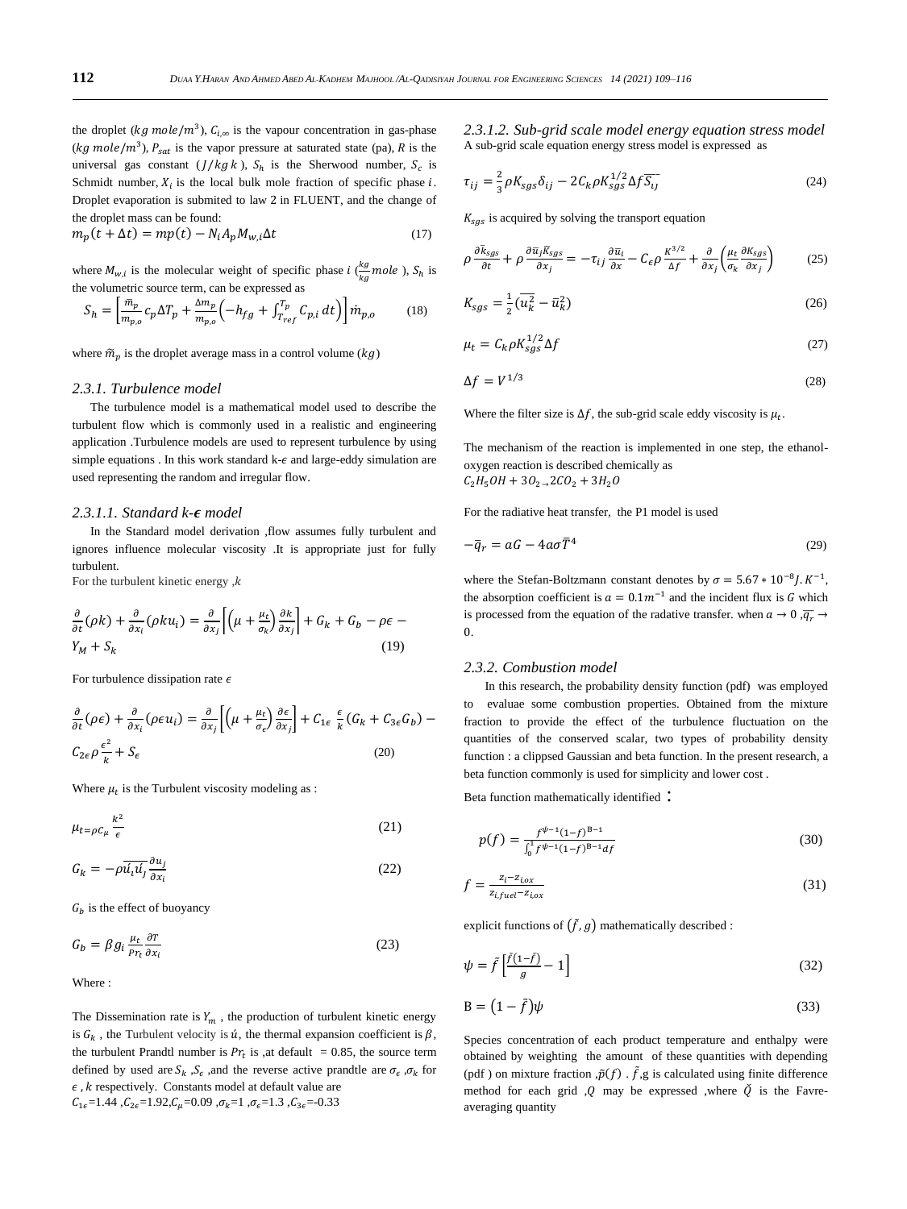the droplet ($kg\ mole/m^3$), $C_{i,\infty}$ is the vapour concentration in gas-phase ($kg\ mole/m^3$), $P_{sat}$ is the vapor pressure at saturated state (pa), $R$ is the universal gas constant ($J/kg\ k$), $S_h$ is the Sherwood number, $S_c$ is Schmidt number, $X_i$ is the local bulk mole fraction of specific phase $i$. Droplet evaporation is submited to law 2 in FLUENT, and the change of the droplet mass can be found:

$$m_p(t+\Delta t) = mp(t) - N_i A_p M_{w,i} \Delta t \tag{17}$$

where $M_{w,i}$ is the molecular weight of specific phase $i$ ($\frac{kg}{kg}mole$), $S_h$ is the volumetric source term, can be expressed as

$$S_h = \left[\frac{\bar{m}_p}{m_{p,o}} c_p \Delta T_p + \frac{\Delta m_p}{m_{p,o}}\left(-h_{fg} + \int_{T_{ref}}^{T_p} C_{p,i}\, dt\right)\right]\dot{m}_{p,o} \tag{18}$$

where $\tilde{m}_p$ is the droplet average mass in a control volume ($kg$)

### *2.3.1. Turbulence model*

The turbulence model is a mathematical model used to describe the turbulent flow which is commonly used in a realistic and engineering application .Turbulence models are used to represent turbulence by using simple equations . In this work standard k-$\epsilon$ and large-eddy simulation are used representing the random and irregular flow.

#### *2.3.1.1. Standard k-$\epsilon$ model*

In the Standard model derivation ,flow assumes fully turbulent and ignores influence molecular viscosity .It is appropriate just for fully turbulent.

For the turbulent kinetic energy ,$k$

$$\frac{\partial}{\partial t}(\rho k) + \frac{\partial}{\partial x_i}(\rho k u_i) = \frac{\partial}{\partial x_j}\left[\left(\mu + \frac{\mu_t}{\sigma_k}\right)\frac{\partial k}{\partial x_j}\right] + G_k + G_b - \rho\epsilon - Y_M + S_k \tag{19}$$

For turbulence dissipation rate $\epsilon$

$$\frac{\partial}{\partial t}(\rho\epsilon) + \frac{\partial}{\partial x_i}(\rho\epsilon u_i) = \frac{\partial}{\partial x_j}\left[\left(\mu + \frac{\mu_t}{\sigma_\epsilon}\right)\frac{\partial \epsilon}{\partial x_j}\right] + C_{1\epsilon}\frac{\epsilon}{k}(G_k + C_{3\epsilon}G_b) - C_{2\epsilon}\rho\frac{\epsilon^2}{k} + S_\epsilon \tag{20}$$

Where $\mu_t$ is the Turbulent viscosity modeling as :

$$\mu_t = \rho C_\mu \frac{k^2}{\epsilon} \tag{21}$$

$$G_k = -\rho\overline{\acute{u}_i\acute{u}_j}\frac{\partial u_j}{\partial x_i} \tag{22}$$

$G_b$ is the effect of buoyancy

$$G_b = \beta g_i \frac{\mu_t}{Pr_t}\frac{\partial T}{\partial x_i} \tag{23}$$

Where :

The Dissemination rate is $Y_m$ , the production of turbulent kinetic energy is $G_k$ , the Turbulent velocity is $\acute{u}$, the thermal expansion coefficient is $\beta$, the turbulent Prandtl number is $Pr_t$ is ,at default = 0.85, the source term defined by used are $S_k$ ,$S_\epsilon$ ,and the reverse active prandtle are $\sigma_\epsilon$ ,$\sigma_k$ for $\epsilon$ , $k$ respectively. Constants model at default value are $C_{1\epsilon}$=1.44 ,$C_{2\epsilon}$=1.92,$C_\mu$=0.09 ,$\sigma_k$=1 ,$\sigma_\epsilon$=1.3 ,$C_{3\epsilon}$=-0.33

#### *2.3.1.2. Sub-grid scale model energy equation stress model*

A sub-grid scale equation energy stress model is expressed as

$$\tau_{ij} = \frac{2}{3}\rho K_{sgs}\delta_{ij} - 2C_k\rho K_{sgs}^{1/2}\Delta f\overline{S_{ij}} \tag{24}$$

$K_{sgs}$ is acquired by solving the transport equation

$$\rho\frac{\partial \bar{k}_{sgs}}{\partial t} + \rho\frac{\partial \bar{u}_j\bar{K}_{sgs}}{\partial x_j} = -\tau_{ij}\frac{\partial \bar{u}_i}{\partial x} - C_\epsilon\rho\frac{K^{3/2}}{\Delta f} + \frac{\partial}{\partial x_j}\left(\frac{\mu_t}{\sigma_k}\frac{\partial K_{sgs}}{\partial x_j}\right) \tag{25}$$

$$K_{sgs} = \frac{1}{2}(\overline{u_k^2} - \bar{u}_k^2) \tag{26}$$

$$\mu_t = C_k\rho K_{sgs}^{1/2}\Delta f \tag{27}$$

$$\Delta f = V^{1/3} \tag{28}$$

Where the filter size is $\Delta f$, the sub-grid scale eddy viscosity is $\mu_t$.

The mechanism of the reaction is implemented in one step, the ethanol-oxygen reaction is described chemically as

$C_2H_5OH + 3O_2 \rightarrow 2CO_2 + 3H_2O$

For the radiative heat transfer, the P1 model is used

$$-\bar{q}_r = aG - 4a\sigma\bar{T}^4 \tag{29}$$

where the Stefan-Boltzmann constant denotes by $\sigma = 5.67 * 10^{-8} J.K^{-1}$, the absorption coefficient is $a = 0.1m^{-1}$ and the incident flux is $G$ which is processed from the equation of the radative transfer. when $a \rightarrow 0$ ,$\overline{q_r} \rightarrow 0$.

### *2.3.2. Combustion model*

In this research, the probability density function (pdf) was employed to evaluae some combustion properties. Obtained from the mixture fraction to provide the effect of the turbulence fluctuation on the quantities of the conserved scalar, two types of probability density function : a clippsed Gaussian and beta function. In the present research, a beta function commonly is used for simplicity and lower cost .

Beta function mathematically identified :

$$p(f) = \frac{f^{\psi-1}(1-f)^{B-1}}{\int_0^1 f^{\psi-1}(1-f)^{B-1}df} \tag{30}$$

$$f = \frac{z_i - z_{i,ox}}{z_{i,fuel} - z_{i,ox}} \tag{31}$$

explicit functions of $(\tilde{f}, g)$ mathematically described :

$$\psi = \tilde{f}\left[\frac{\tilde{f}(1-\tilde{f})}{g} - 1\right] \tag{32}$$

$$B = (1-\tilde{f})\psi \tag{33}$$

Species concentration of each product temperature and enthalpy were obtained by weighting the amount of these quantities with depending (pdf ) on mixture fraction ,$\tilde{p}(f)$ . $\tilde{f}$,g is calculated using finite difference method for each grid ,$Q$ may be expressed ,where $\tilde{Q}$ is the Favre-averaging quantity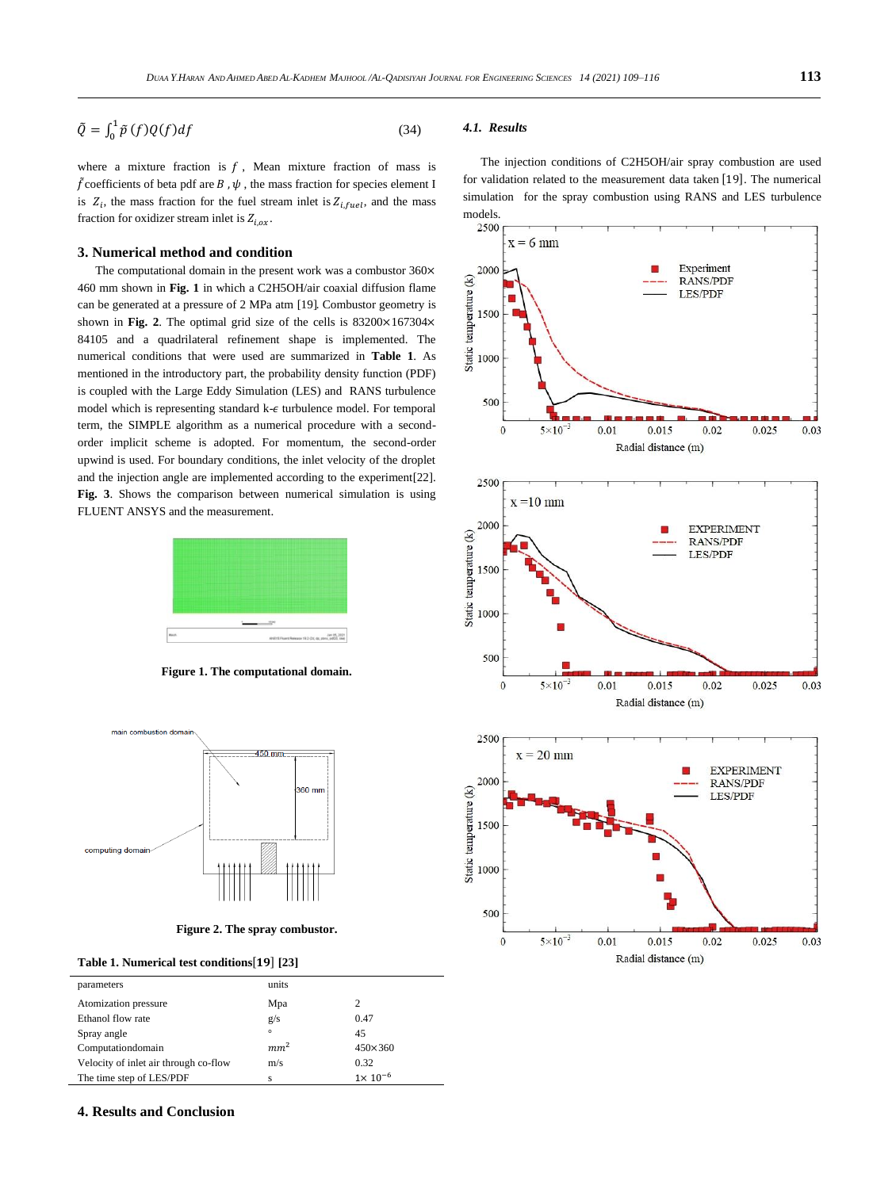$$\bar{Q} = \int_0^1 \bar{p}\,(f)Q(f)df \qquad (34)$$

where a mixture fraction is $f$, Mean mixture fraction of mass is $\bar{f}$ coefficients of beta pdf are $B$, $\psi$, the mass fraction for species element I is $Z_i$, the mass fraction for the fuel stream inlet is $Z_{i,fuel}$, and the mass fraction for oxidizer stream inlet is $Z_{i,ox}$.

## 3. Numerical method and condition

The computational domain in the present work was a combustor 360× 460 mm shown in **Fig. 1** in which a C2H5OH/air coaxial diffusion flame can be generated at a pressure of 2 MPa atm [19]. Combustor geometry is shown in **Fig. 2**. The optimal grid size of the cells is 83200×167304× 84105 and a quadrilateral refinement shape is implemented. The numerical conditions that were used are summarized in **Table 1**. As mentioned in the introductory part, the probability density function (PDF) is coupled with the Large Eddy Simulation (LES) and RANS turbulence model which is representing standard k-$\epsilon$ turbulence model. For temporal term, the SIMPLE algorithm as a numerical procedure with a second-order implicit scheme is adopted. For momentum, the second-order upwind is used. For boundary conditions, the inlet velocity of the droplet and the injection angle are implemented according to the experiment[22]. **Fig. 3**. Shows the comparison between numerical simulation is using FLUENT ANSYS and the measurement.

**Figure 1. The computational domain.**

**Figure 2. The spray combustor.**

**Table 1. Numerical test conditions[19] [23]**

| parameters | units | |
|---|---|---|
| Atomization pressure | Mpa | 2 |
| Ethanol flow rate | g/s | 0.47 |
| Spray angle | ° | 45 |
| Computationdomain | $mm^2$ | 450×360 |
| Velocity of inlet air through co-flow | m/s | 0.32 |
| The time step of LES/PDF | s | $1\times 10^{-6}$ |

## 4. Results and Conclusion

### 4.1. Results

The injection conditions of C2H5OH/air spray combustion are used for validation related to the measurement data taken [19]. The numerical simulation for the spray combustion using RANS and LES turbulence models.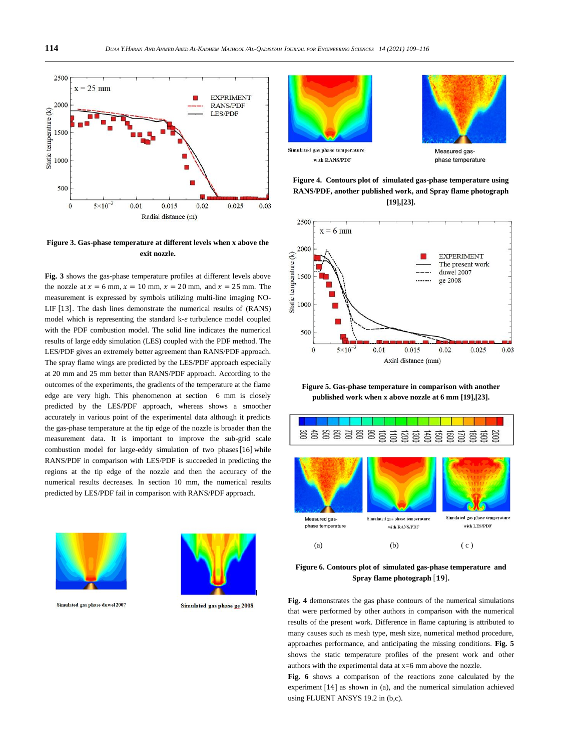Figure 3. Gas-phase temperature at different levels when x above the exit nozzle.

**Fig. 3** shows the gas-phase temperature profiles at different levels above the nozzle at $x = 6$ mm, $x = 10$ mm, $x = 20$ mm, and $x = 25$ mm. The measurement is expressed by symbols utilizing multi-line imaging NO-LIF [13]. The dash lines demonstrate the numerical results of (RANS) model which is representing the standard k-$\epsilon$ turbulence model coupled with the PDF combustion model. The solid line indicates the numerical results of large eddy simulation (LES) coupled with the PDF method. The LES/PDF gives an extremely better agreement than RANS/PDF approach. The spray flame wings are predicted by the LES/PDF approach especially at 20 mm and 25 mm better than RANS/PDF approach. According to the outcomes of the experiments, the gradients of the temperature at the flame edge are very high. This phenomenon at section 6 mm is closely predicted by the LES/PDF approach, whereas shows a smoother accurately in various point of the experimental data although it predicts the gas-phase temperature at the tip edge of the nozzle is broader than the measurement data. It is important to improve the sub-grid scale combustion model for large-eddy simulation of two phases [16] while RANS/PDF in comparison with LES/PDF is succeeded in predicting the regions at the tip edge of the nozzle and then the accuracy of the numerical results decreases. In section 10 mm, the numerical results predicted by LES/PDF fail in comparison with RANS/PDF approach.

Simulated gas phase duwel 2007

Simulated gas phase ge 2008

Simulated gas phase temperature with RANS/PDF

Measured gas-phase temperature

**Figure 4. Contours plot of simulated gas-phase temperature using RANS/PDF, another published work, and Spray flame photograph [19],[23].**

**Figure 5. Gas-phase temperature in comparison with another published work when x above nozzle at 6 mm [19],[23].**

(a) Measured gas-phase temperature (b) Simulated gas phase temperature with RANS/PDF (c) Simulated gas phase temperature with LES/PDF

**Figure 6. Contours plot of simulated gas-phase temperature and Spray flame photograph [19].**

**Fig. 4** demonstrates the gas phase contours of the numerical simulations that were performed by other authors in comparison with the numerical results of the present work. Difference in flame capturing is attributed to many causes such as mesh type, mesh size, numerical method procedure, approaches performance, and anticipating the missing conditions. **Fig. 5** shows the static temperature profiles of the present work and other authors with the experimental data at x=6 mm above the nozzle.

**Fig. 6** shows a comparison of the reactions zone calculated by the experiment [14] as shown in (a), and the numerical simulation achieved using FLUENT ANSYS 19.2 in (b,c).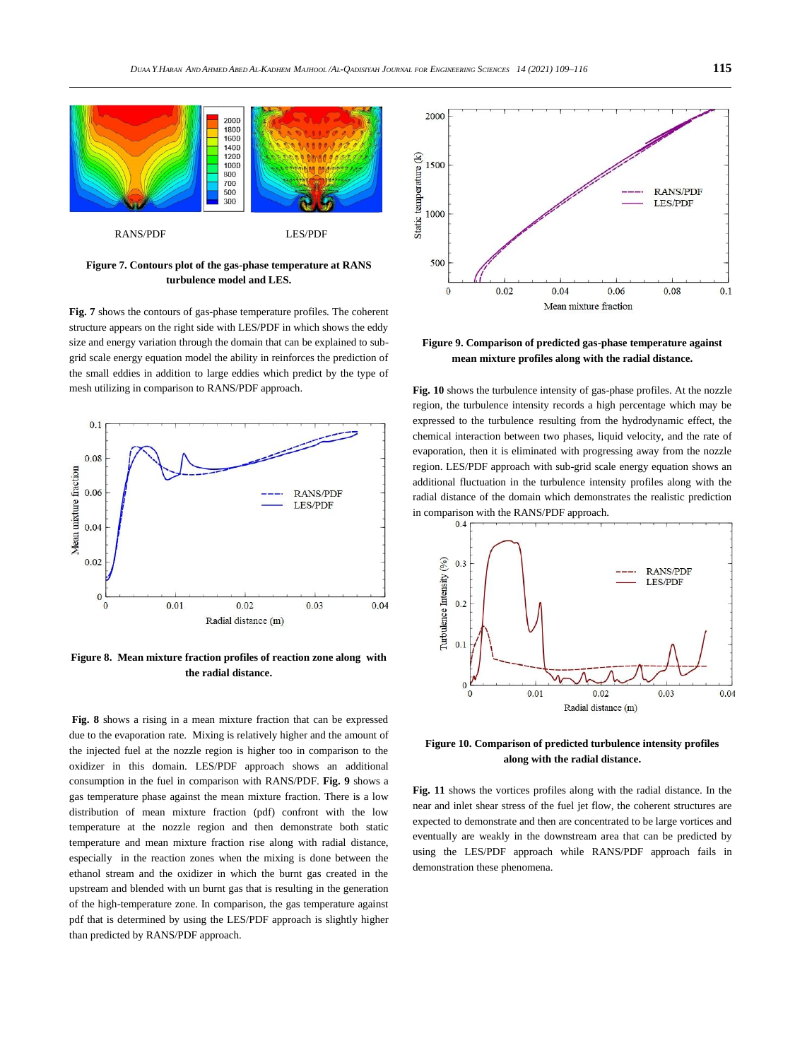RANS/PDF LES/PDF

**Figure 7. Contours plot of the gas-phase temperature at RANS turbulence model and LES.**

**Fig. 7** shows the contours of gas-phase temperature profiles. The coherent structure appears on the right side with LES/PDF in which shows the eddy size and energy variation through the domain that can be explained to sub-grid scale energy equation model the ability in reinforces the prediction of the small eddies in addition to large eddies which predict by the type of mesh utilizing in comparison to RANS/PDF approach.

**Figure 8. Mean mixture fraction profiles of reaction zone along with the radial distance.**

**Fig. 8** shows a rising in a mean mixture fraction that can be expressed due to the evaporation rate. Mixing is relatively higher and the amount of the injected fuel at the nozzle region is higher too in comparison to the oxidizer in this domain. LES/PDF approach shows an additional consumption in the fuel in comparison with RANS/PDF. **Fig. 9** shows a gas temperature phase against the mean mixture fraction. There is a low distribution of mean mixture fraction (pdf) confront with the low temperature at the nozzle region and then demonstrate both static temperature and mean mixture fraction rise along with radial distance, especially in the reaction zones when the mixing is done between the ethanol stream and the oxidizer in which the burnt gas created in the upstream and blended with un burnt gas that is resulting in the generation of the high-temperature zone. In comparison, the gas temperature against pdf that is determined by using the LES/PDF approach is slightly higher than predicted by RANS/PDF approach.

**Figure 9. Comparison of predicted gas-phase temperature against mean mixture profiles along with the radial distance.**

**Fig. 10** shows the turbulence intensity of gas-phase profiles. At the nozzle region, the turbulence intensity records a high percentage which may be expressed to the turbulence resulting from the hydrodynamic effect, the chemical interaction between two phases, liquid velocity, and the rate of evaporation, then it is eliminated with progressing away from the nozzle region. LES/PDF approach with sub-grid scale energy equation shows an additional fluctuation in the turbulence intensity profiles along with the radial distance of the domain which demonstrates the realistic prediction in comparison with the RANS/PDF approach.

**Figure 10. Comparison of predicted turbulence intensity profiles along with the radial distance.**

**Fig. 11** shows the vortices profiles along with the radial distance. In the near and inlet shear stress of the fuel jet flow, the coherent structures are expected to demonstrate and then are concentrated to be large vortices and eventually are weakly in the downstream area that can be predicted by using the LES/PDF approach while RANS/PDF approach fails in demonstration these phenomena.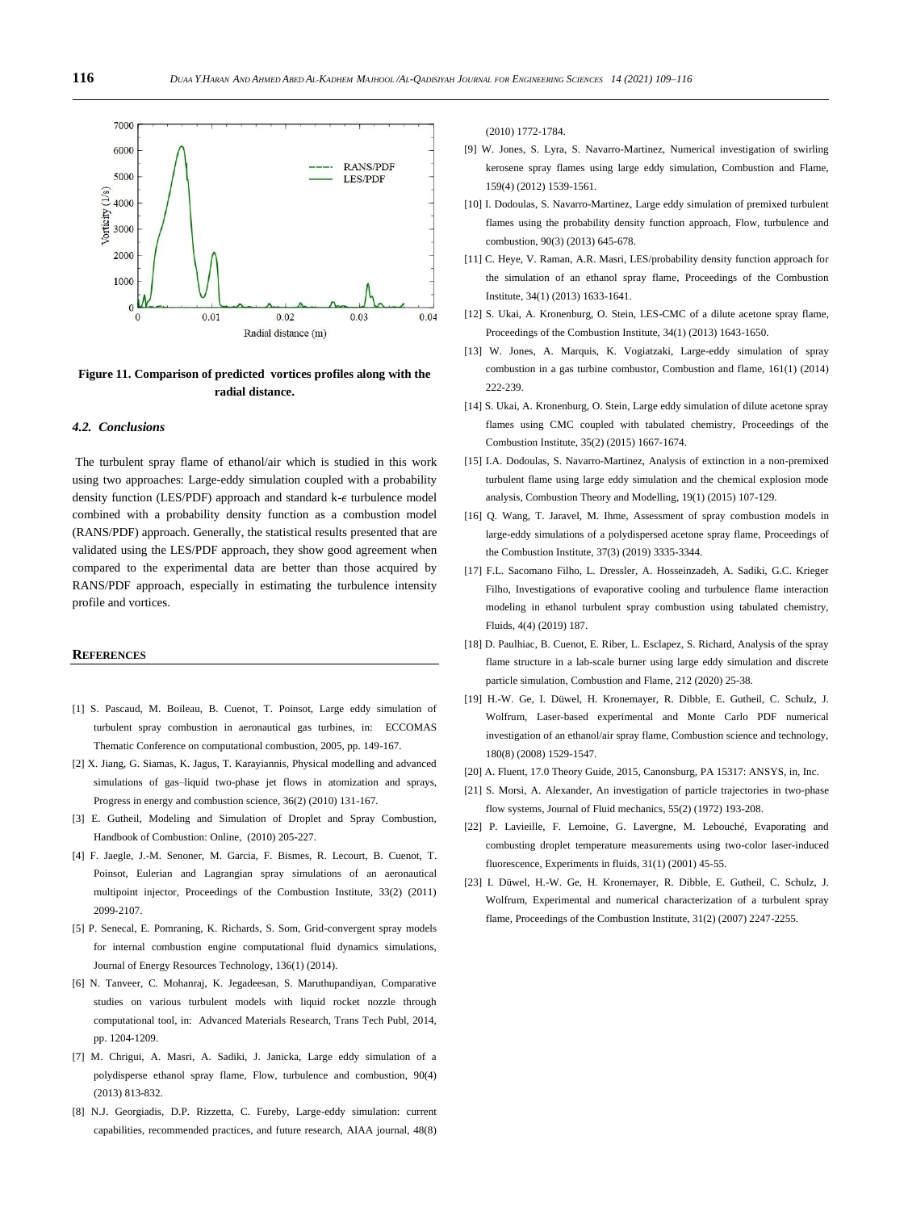7000
6000
5000
4000
3000
2000
1000
0
Vorticity (1/s)
0
0.01
0.02
0.03
0.04
Radial distance (m)
RANS/PDF
LES/PDF

**Figure 11. Comparison of predicted vortices profiles along with the radial distance.**

### *4.2. Conclusions*

The turbulent spray flame of ethanol/air which is studied in this work using two approaches: Large-eddy simulation coupled with a probability density function (LES/PDF) approach and standard k-$\epsilon$ turbulence model combined with a probability density function as a combustion model (RANS/PDF) approach. Generally, the statistical results presented that are validated using the LES/PDF approach, they show good agreement when compared to the experimental data are better than those acquired by RANS/PDF approach, especially in estimating the turbulence intensity profile and vortices.

## REFERENCES

[1] S. Pascaud, M. Boileau, B. Cuenot, T. Poinsot, Large eddy simulation of turbulent spray combustion in aeronautical gas turbines, in: ECCOMAS Thematic Conference on computational combustion, 2005, pp. 149-167.

[2] X. Jiang, G. Siamas, K. Jagus, T. Karayiannis, Physical modelling and advanced simulations of gas–liquid two-phase jet flows in atomization and sprays, Progress in energy and combustion science, 36(2) (2010) 131-167.

[3] E. Gutheil, Modeling and Simulation of Droplet and Spray Combustion, Handbook of Combustion: Online, (2010) 205-227.

[4] F. Jaegle, J.-M. Senoner, M. Garcia, F. Bismes, R. Lecourt, B. Cuenot, T. Poinsot, Eulerian and Lagrangian spray simulations of an aeronautical multipoint injector, Proceedings of the Combustion Institute, 33(2) (2011) 2099-2107.

[5] P. Senecal, E. Pomraning, K. Richards, S. Som, Grid-convergent spray models for internal combustion engine computational fluid dynamics simulations, Journal of Energy Resources Technology, 136(1) (2014).

[6] N. Tanveer, C. Mohanraj, K. Jegadeesan, S. Maruthupandiyan, Comparative studies on various turbulent models with liquid rocket nozzle through computational tool, in: Advanced Materials Research, Trans Tech Publ, 2014, pp. 1204-1209.

[7] M. Chrigui, A. Masri, A. Sadiki, J. Janicka, Large eddy simulation of a polydisperse ethanol spray flame, Flow, turbulence and combustion, 90(4) (2013) 813-832.

[8] N.J. Georgiadis, D.P. Rizzetta, C. Fureby, Large-eddy simulation: current capabilities, recommended practices, and future research, AIAA journal, 48(8) (2010) 1772-1784.

[9] W. Jones, S. Lyra, S. Navarro-Martinez, Numerical investigation of swirling kerosene spray flames using large eddy simulation, Combustion and Flame, 159(4) (2012) 1539-1561.

[10] I. Dodoulas, S. Navarro-Martinez, Large eddy simulation of premixed turbulent flames using the probability density function approach, Flow, turbulence and combustion, 90(3) (2013) 645-678.

[11] C. Heye, V. Raman, A.R. Masri, LES/probability density function approach for the simulation of an ethanol spray flame, Proceedings of the Combustion Institute, 34(1) (2013) 1633-1641.

[12] S. Ukai, A. Kronenburg, O. Stein, LES-CMC of a dilute acetone spray flame, Proceedings of the Combustion Institute, 34(1) (2013) 1643-1650.

[13] W. Jones, A. Marquis, K. Vogiatzaki, Large-eddy simulation of spray combustion in a gas turbine combustor, Combustion and flame, 161(1) (2014) 222-239.

[14] S. Ukai, A. Kronenburg, O. Stein, Large eddy simulation of dilute acetone spray flames using CMC coupled with tabulated chemistry, Proceedings of the Combustion Institute, 35(2) (2015) 1667-1674.

[15] I.A. Dodoulas, S. Navarro-Martinez, Analysis of extinction in a non-premixed turbulent flame using large eddy simulation and the chemical explosion mode analysis, Combustion Theory and Modelling, 19(1) (2015) 107-129.

[16] Q. Wang, T. Jaravel, M. Ihme, Assessment of spray combustion models in large-eddy simulations of a polydispersed acetone spray flame, Proceedings of the Combustion Institute, 37(3) (2019) 3335-3344.

[17] F.L. Sacomano Filho, L. Dressler, A. Hosseinzadeh, A. Sadiki, G.C. Krieger Filho, Investigations of evaporative cooling and turbulence flame interaction modeling in ethanol turbulent spray combustion using tabulated chemistry, Fluids, 4(4) (2019) 187.

[18] D. Paulhiac, B. Cuenot, E. Riber, L. Esclapez, S. Richard, Analysis of the spray flame structure in a lab-scale burner using large eddy simulation and discrete particle simulation, Combustion and Flame, 212 (2020) 25-38.

[19] H.-W. Ge, I. Düwel, H. Kronemayer, R. Dibble, E. Gutheil, C. Schulz, J. Wolfrum, Laser-based experimental and Monte Carlo PDF numerical investigation of an ethanol/air spray flame, Combustion science and technology, 180(8) (2008) 1529-1547.

[20] A. Fluent, 17.0 Theory Guide, 2015, Canonsburg, PA 15317: ANSYS, in, Inc.

[21] S. Morsi, A. Alexander, An investigation of particle trajectories in two-phase flow systems, Journal of Fluid mechanics, 55(2) (1972) 193-208.

[22] P. Lavieille, F. Lemoine, G. Lavergne, M. Lebouché, Evaporating and combusting droplet temperature measurements using two-color laser-induced fluorescence, Experiments in fluids, 31(1) (2001) 45-55.

[23] I. Düwel, H.-W. Ge, H. Kronemayer, R. Dibble, E. Gutheil, C. Schulz, J. Wolfrum, Experimental and numerical characterization of a turbulent spray flame, Proceedings of the Combustion Institute, 31(2) (2007) 2247-2255.